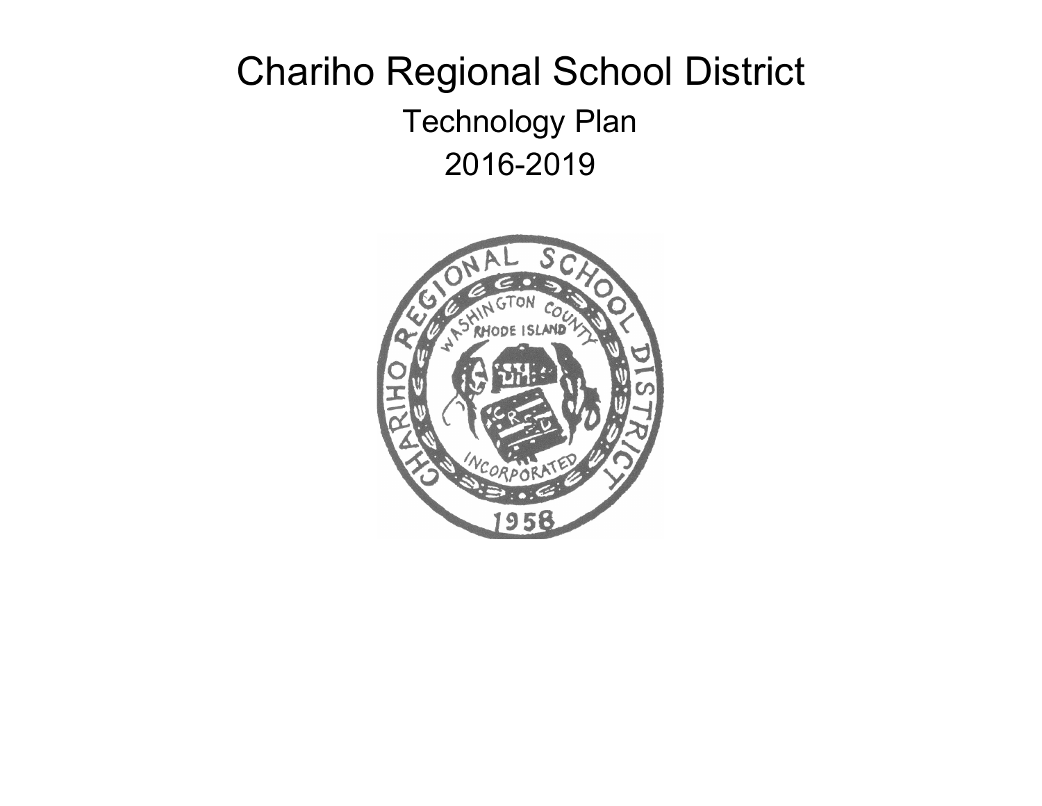# Chariho Regional School District

## Technology Plan

## 2016-2019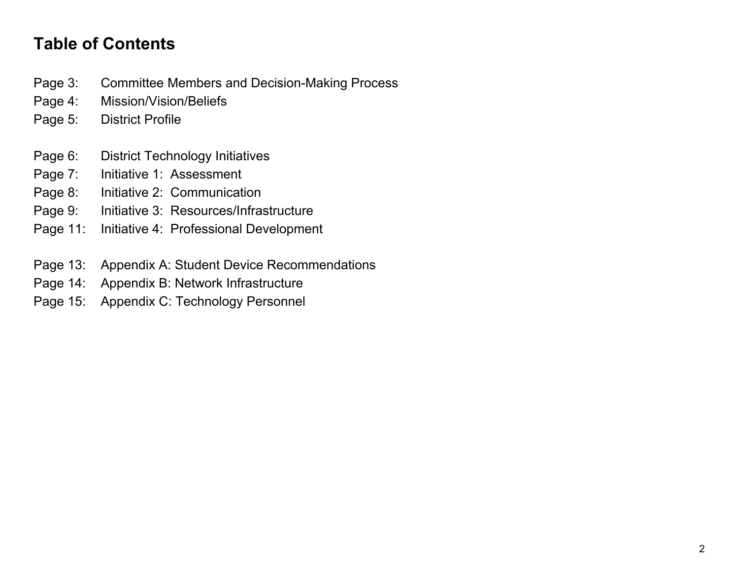## Table of Contents

Page 3: Committee Members and Decision-Making Process
Page 4: Mission/Vision/Beliefs
Page 5: District Profile

Page 6: District Technology Initiatives
Page 7: Initiative 1: Assessment
Page 8: Initiative 2: Communication
Page 9: Initiative 3: Resources/Infrastructure
Page 11: Initiative 4: Professional Development

Page 13: Appendix A: Student Device Recommendations
Page 14: Appendix B: Network Infrastructure
Page 15: Appendix C: Technology Personnel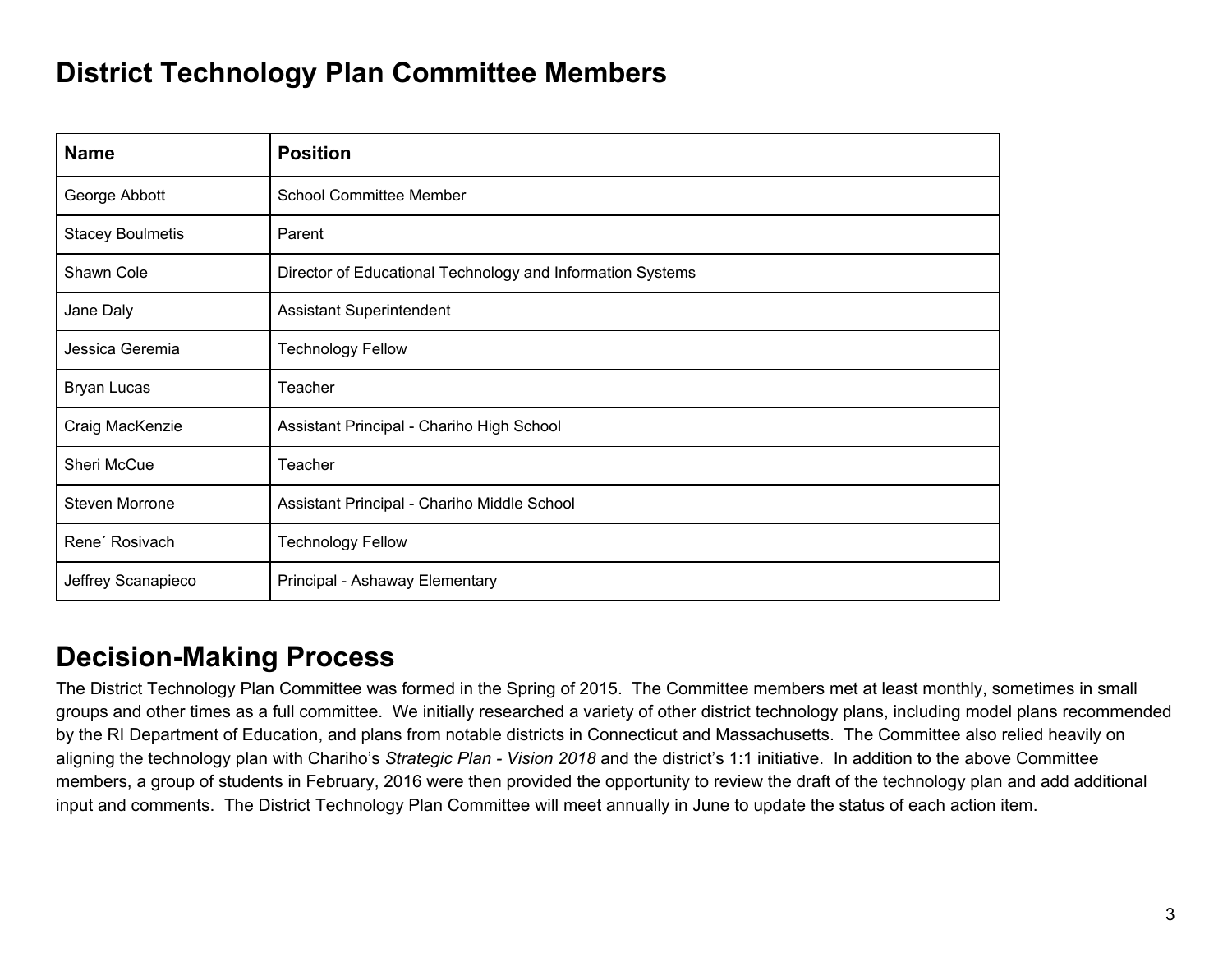## District Technology Plan Committee Members

| Name | Position |
|---|---|
| George Abbott | School Committee Member |
| Stacey Boulmetis | Parent |
| Shawn Cole | Director of Educational Technology and Information Systems |
| Jane Daly | Assistant Superintendent |
| Jessica Geremia | Technology Fellow |
| Bryan Lucas | Teacher |
| Craig MacKenzie | Assistant Principal - Chariho High School |
| Sheri McCue | Teacher |
| Steven Morrone | Assistant Principal - Chariho Middle School |
| Rene´ Rosivach | Technology Fellow |
| Jeffrey Scanapieco | Principal - Ashaway Elementary |

## Decision-Making Process

The District Technology Plan Committee was formed in the Spring of 2015. The Committee members met at least monthly, sometimes in small groups and other times as a full committee. We initially researched a variety of other district technology plans, including model plans recommended by the RI Department of Education, and plans from notable districts in Connecticut and Massachusetts. The Committee also relied heavily on aligning the technology plan with Chariho's *Strategic Plan - Vision 2018* and the district's 1:1 initiative. In addition to the above Committee members, a group of students in February, 2016 were then provided the opportunity to review the draft of the technology plan and add additional input and comments. The District Technology Plan Committee will meet annually in June to update the status of each action item.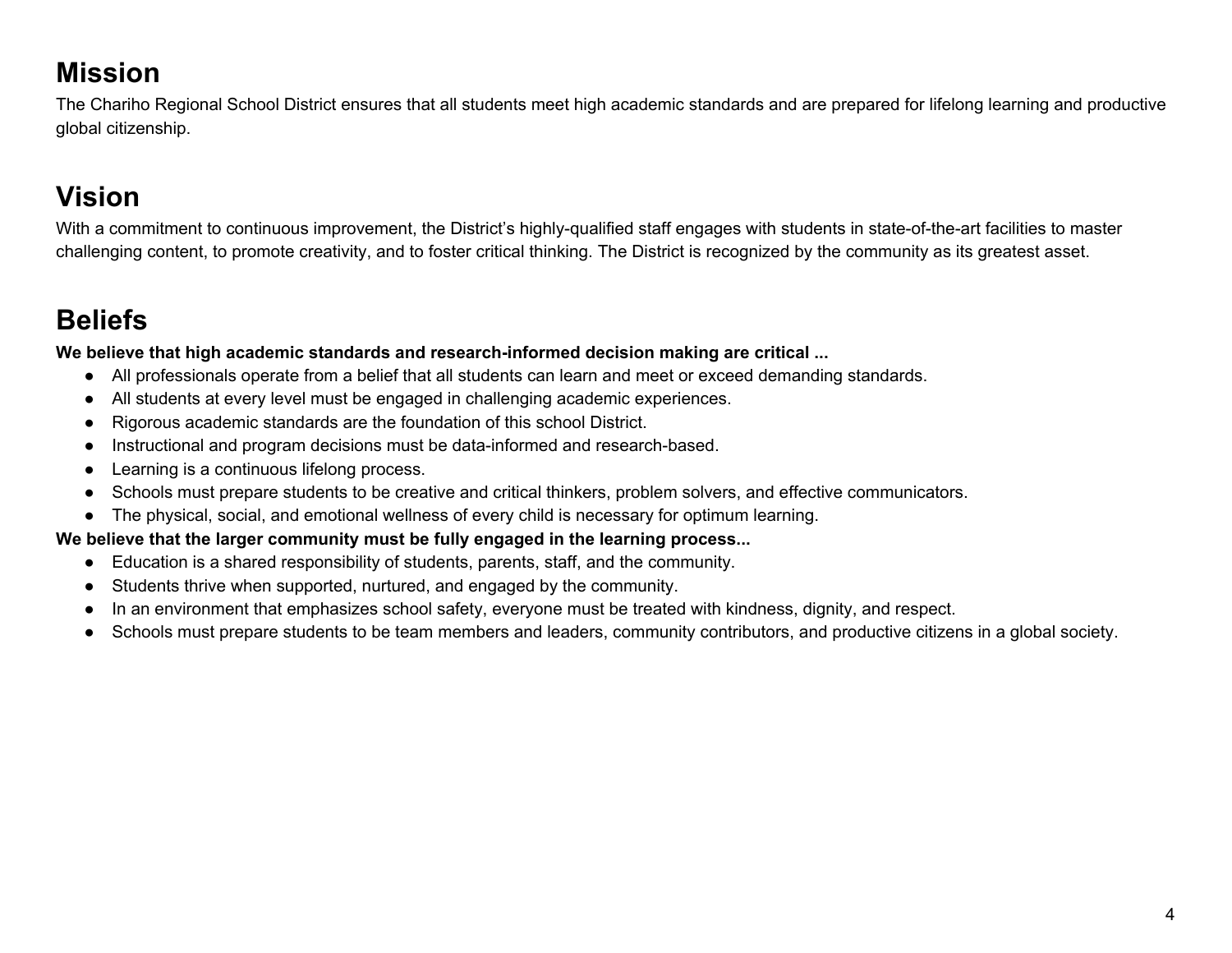## Mission

The Chariho Regional School District ensures that all students meet high academic standards and are prepared for lifelong learning and productive global citizenship.

## Vision

With a commitment to continuous improvement, the District's highly-qualified staff engages with students in state-of-the-art facilities to master challenging content, to promote creativity, and to foster critical thinking. The District is recognized by the community as its greatest asset.

## Beliefs

**We believe that high academic standards and research-informed decision making are critical ...**

- All professionals operate from a belief that all students can learn and meet or exceed demanding standards.
- All students at every level must be engaged in challenging academic experiences.
- Rigorous academic standards are the foundation of this school District.
- Instructional and program decisions must be data-informed and research-based.
- Learning is a continuous lifelong process.
- Schools must prepare students to be creative and critical thinkers, problem solvers, and effective communicators.
- The physical, social, and emotional wellness of every child is necessary for optimum learning.

**We believe that the larger community must be fully engaged in the learning process...**

- Education is a shared responsibility of students, parents, staff, and the community.
- Students thrive when supported, nurtured, and engaged by the community.
- In an environment that emphasizes school safety, everyone must be treated with kindness, dignity, and respect.
- Schools must prepare students to be team members and leaders, community contributors, and productive citizens in a global society.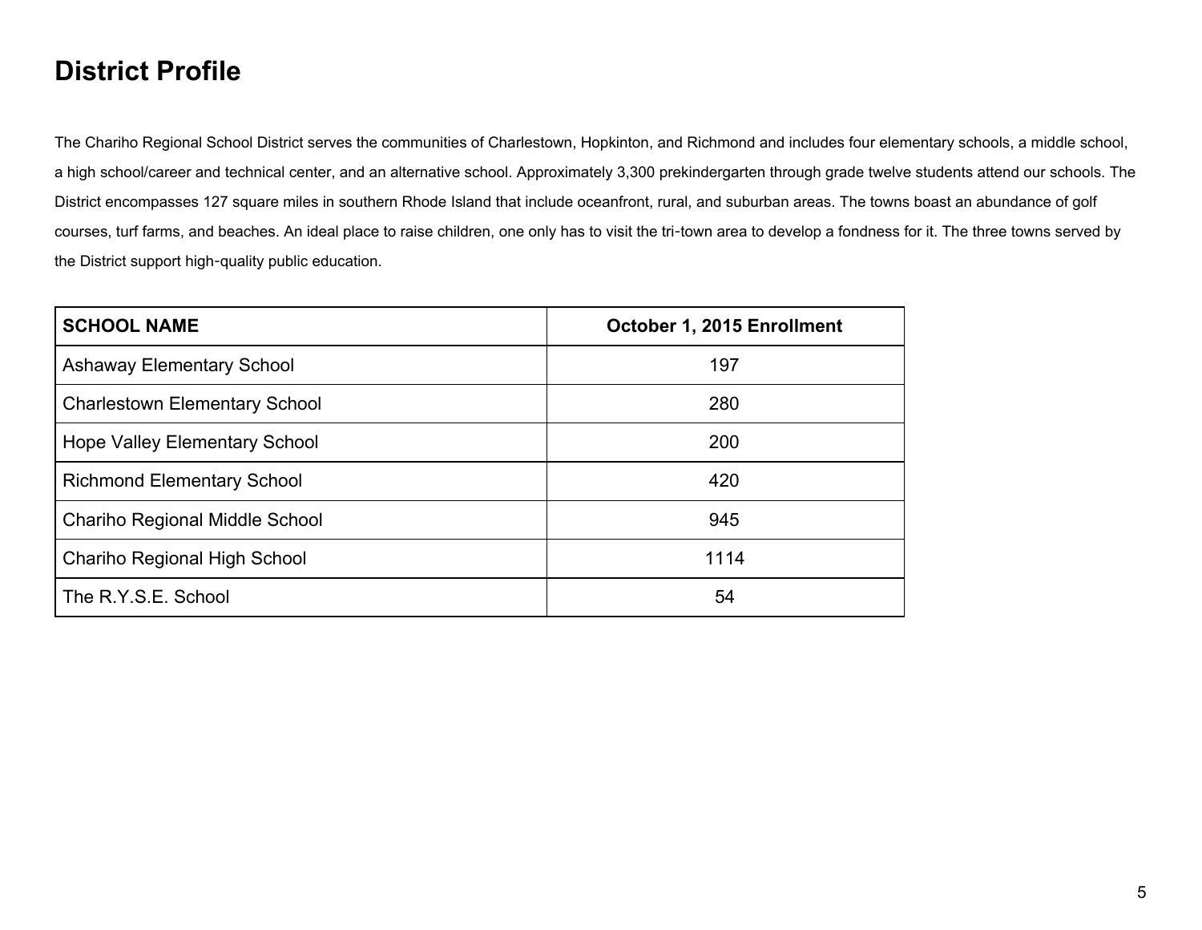# District Profile

The Chariho Regional School District serves the communities of Charlestown, Hopkinton, and Richmond and includes four elementary schools, a middle school, a high school/career and technical center, and an alternative school. Approximately 3,300 prekindergarten through grade twelve students attend our schools. The District encompasses 127 square miles in southern Rhode Island that include oceanfront, rural, and suburban areas. The towns boast an abundance of golf courses, turf farms, and beaches. An ideal place to raise children, one only has to visit the tri-town area to develop a fondness for it. The three towns served by the District support high-quality public education.

| SCHOOL NAME | October 1, 2015 Enrollment |
| --- | --- |
| Ashaway Elementary School | 197 |
| Charlestown Elementary School | 280 |
| Hope Valley Elementary School | 200 |
| Richmond Elementary School | 420 |
| Chariho Regional Middle School | 945 |
| Chariho Regional High School | 1114 |
| The R.Y.S.E. School | 54 |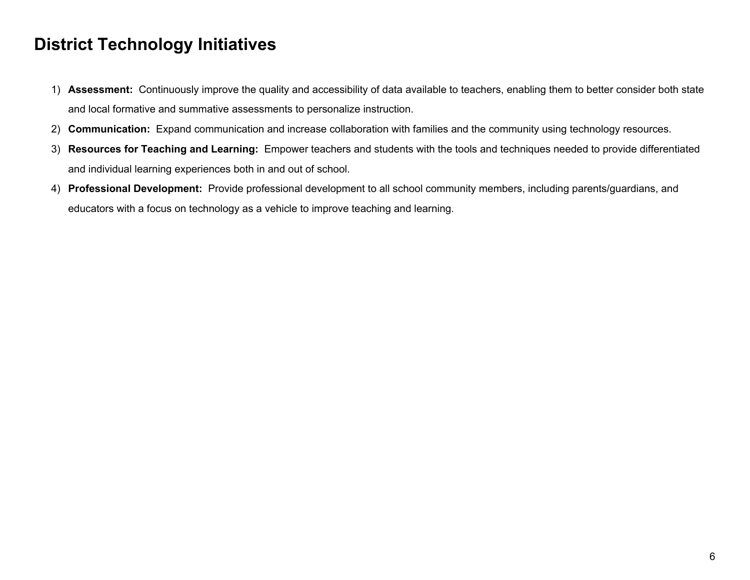# District Technology Initiatives

1) **Assessment:** Continuously improve the quality and accessibility of data available to teachers, enabling them to better consider both state and local formative and summative assessments to personalize instruction.
2) **Communication:** Expand communication and increase collaboration with families and the community using technology resources.
3) **Resources for Teaching and Learning:** Empower teachers and students with the tools and techniques needed to provide differentiated and individual learning experiences both in and out of school.
4) **Professional Development:** Provide professional development to all school community members, including parents/guardians, and educators with a focus on technology as a vehicle to improve teaching and learning.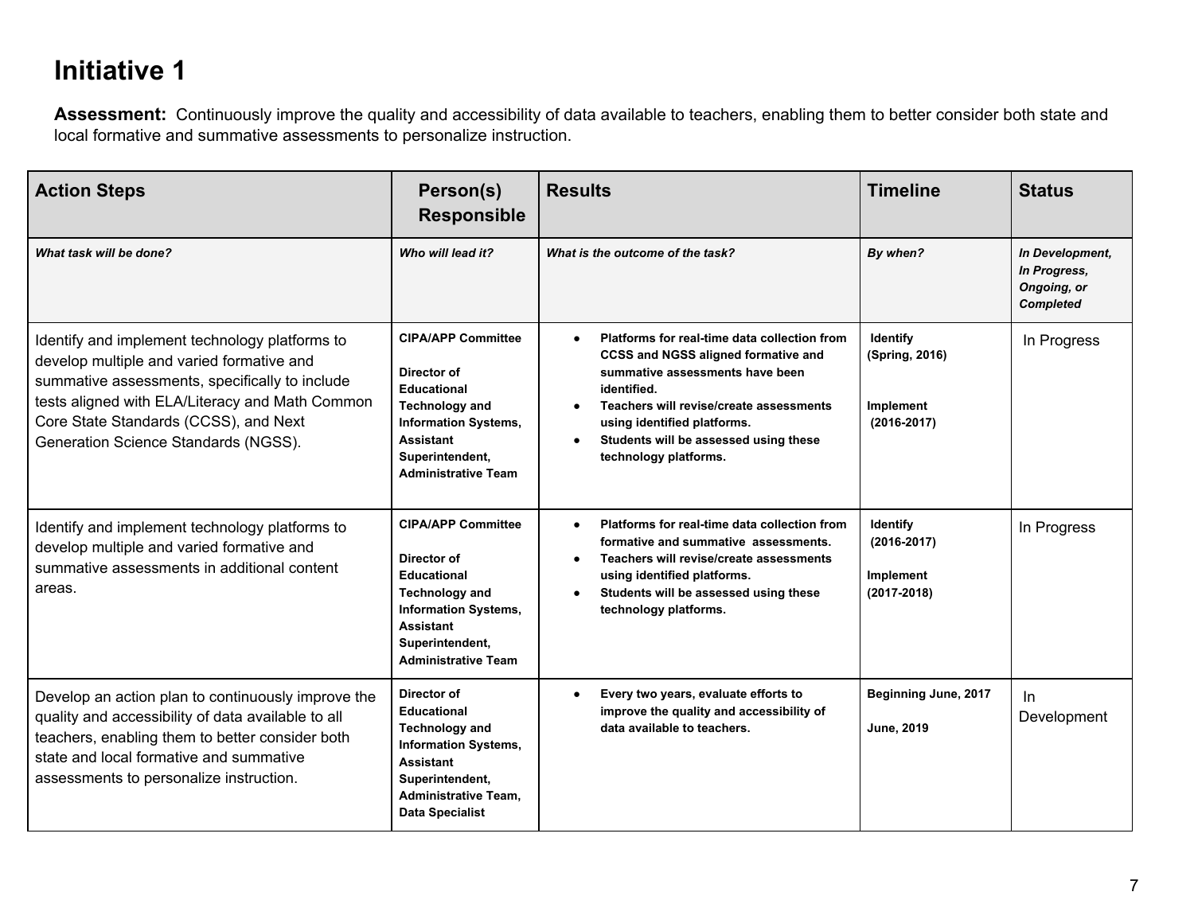# Initiative 1

**Assessment:** Continuously improve the quality and accessibility of data available to teachers, enabling them to better consider both state and local formative and summative assessments to personalize instruction.

| Action Steps | Person(s) Responsible | Results | Timeline | Status |
|---|---|---|---|---|
| ***What task will be done?*** | ***Who will lead it?*** | ***What is the outcome of the task?*** | ***By when?*** | ***In Development, In Progress, Ongoing, or Completed*** |
| Identify and implement technology platforms to develop multiple and varied formative and summative assessments, specifically to include tests aligned with ELA/Literacy and Math Common Core State Standards (CCSS), and Next Generation Science Standards (NGSS). | **CIPA/APP Committee**<br><br>**Director of Educational Technology and Information Systems, Assistant Superintendent, Administrative Team** | • **Platforms for real-time data collection from CCSS and NGSS aligned formative and summative assessments have been identified.**<br>• **Teachers will revise/create assessments using identified platforms.**<br>• **Students will be assessed using these technology platforms.** | **Identify (Spring, 2016)**<br><br>**Implement (2016-2017)** | In Progress |
| Identify and implement technology platforms to develop multiple and varied formative and summative assessments in additional content areas. | **CIPA/APP Committee**<br><br>**Director of Educational Technology and Information Systems, Assistant Superintendent, Administrative Team** | • **Platforms for real-time data collection from formative and summative assessments.**<br>• **Teachers will revise/create assessments using identified platforms.**<br>• **Students will be assessed using these technology platforms.** | **Identify (2016-2017)**<br><br>**Implement (2017-2018)** | In Progress |
| Develop an action plan to continuously improve the quality and accessibility of data available to all teachers, enabling them to better consider both state and local formative and summative assessments to personalize instruction. | **Director of Educational Technology and Information Systems, Assistant Superintendent, Administrative Team, Data Specialist** | • **Every two years, evaluate efforts to improve the quality and accessibility of data available to teachers.** | **Beginning June, 2017**<br><br>**June, 2019** | In Development |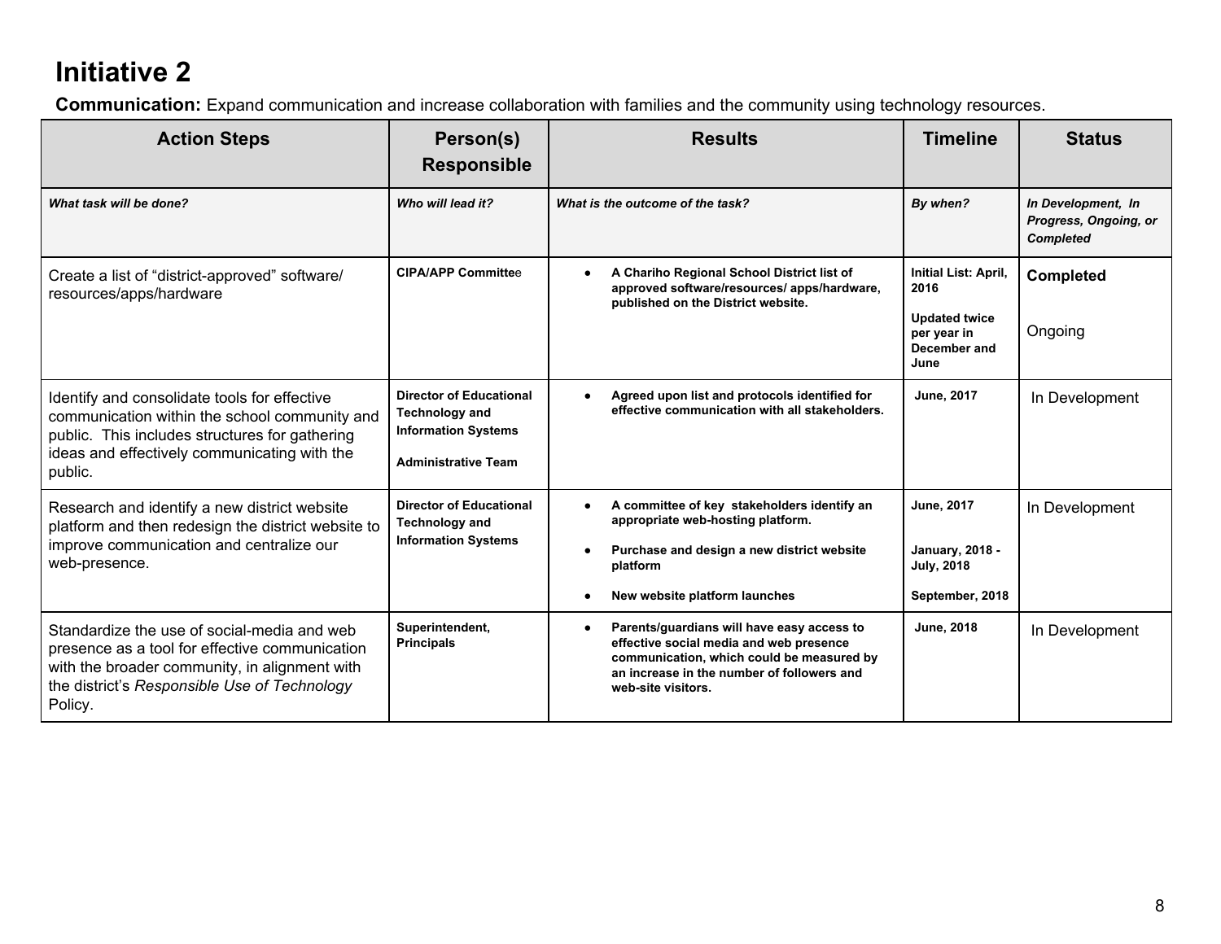# Initiative 2

**Communication:** Expand communication and increase collaboration with families and the community using technology resources.

| Action Steps | Person(s) Responsible | Results | Timeline | Status |
|---|---|---|---|---|
| ***What task will be done?*** | ***Who will lead it?*** | ***What is the outcome of the task?*** | ***By when?*** | ***In Development, In Progress, Ongoing, or Completed*** |
| Create a list of "district-approved" software/ resources/apps/hardware | **CIPA/APP Committee** | • **A Chariho Regional School District list of approved software/resources/ apps/hardware, published on the District website.** | **Initial List: April, 2016**<br><br>**Updated twice per year in December and June** | **Completed**<br><br>Ongoing |
| Identify and consolidate tools for effective communication within the school community and public. This includes structures for gathering ideas and effectively communicating with the public. | **Director of Educational Technology and Information Systems**<br><br>**Administrative Team** | • **Agreed upon list and protocols identified for effective communication with all stakeholders.** | **June, 2017** | In Development |
| Research and identify a new district website platform and then redesign the district website to improve communication and centralize our web-presence. | **Director of Educational Technology and Information Systems** | • **A committee of key stakeholders identify an appropriate web-hosting platform.**<br><br>• **Purchase and design a new district website platform**<br><br>• **New website platform launches** | **June, 2017**<br><br>**January, 2018 - July, 2018**<br><br>**September, 2018** | In Development |
| Standardize the use of social-media and web presence as a tool for effective communication with the broader community, in alignment with the district's *Responsible Use of Technology* Policy. | **Superintendent, Principals** | • **Parents/guardians will have easy access to effective social media and web presence communication, which could be measured by an increase in the number of followers and web-site visitors.** | **June, 2018** | In Development |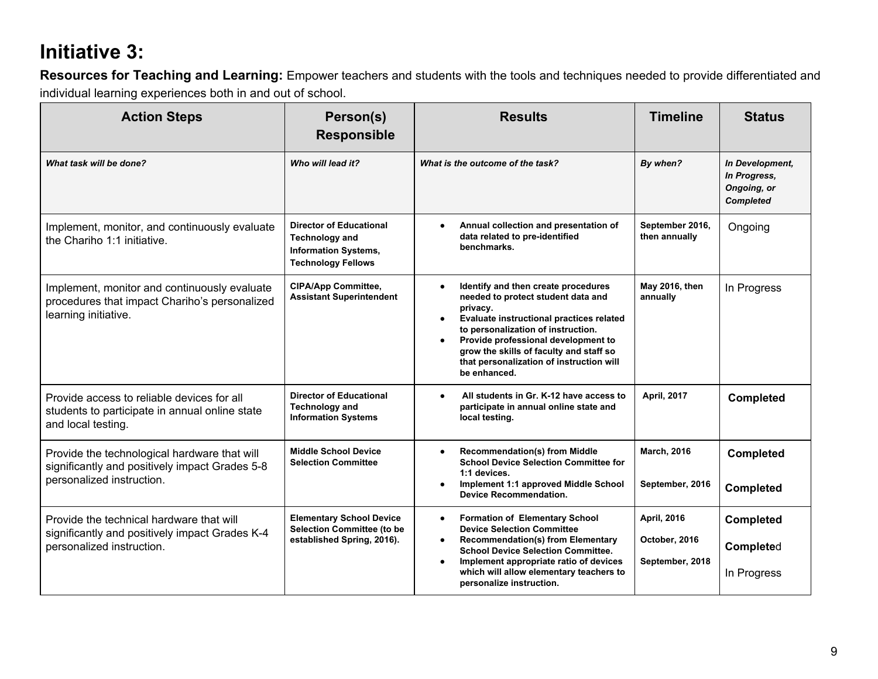# Initiative 3:

**Resources for Teaching and Learning:** Empower teachers and students with the tools and techniques needed to provide differentiated and individual learning experiences both in and out of school.

| Action Steps | Person(s) Responsible | Results | Timeline | Status |
|---|---|---|---|---|
| ***What task will be done?*** | ***Who will lead it?*** | ***What is the outcome of the task?*** | ***By when?*** | ***In Development, In Progress, Ongoing, or Completed*** |
| Implement, monitor, and continuously evaluate the Chariho 1:1 initiative. | **Director of Educational Technology and Information Systems, Technology Fellows** | • **Annual collection and presentation of data related to pre-identified benchmarks.** | **September 2016, then annually** | Ongoing |
| Implement, monitor and continuously evaluate procedures that impact Chariho's personalized learning initiative. | **CIPA/App Committee, Assistant Superintendent** | • **Identify and then create procedures needed to protect student data and privacy.** <br> • **Evaluate instructional practices related to personalization of instruction.** <br> • **Provide professional development to grow the skills of faculty and staff so that personalization of instruction will be enhanced.** | **May 2016, then annually** | In Progress |
| Provide access to reliable devices for all students to participate in annual online state and local testing. | **Director of Educational Technology and Information Systems** | • **All students in Gr. K-12 have access to participate in annual online state and local testing.** | **April, 2017** | **Completed** |
| Provide the technological hardware that will significantly and positively impact Grades 5-8 personalized instruction. | **Middle School Device Selection Committee** | • **Recommendation(s) from Middle School Device Selection Committee for 1:1 devices.** <br> • **Implement 1:1 approved Middle School Device Recommendation.** | **March, 2016** <br> **September, 2016** | **Completed** <br> **Completed** |
| Provide the technical hardware that will significantly and positively impact Grades K-4 personalized instruction. | **Elementary School Device Selection Committee (to be established Spring, 2016).** | • **Formation of Elementary School Device Selection Committee** <br> • **Recommendation(s) from Elementary School Device Selection Committee.** <br> • **Implement appropriate ratio of devices which will allow elementary teachers to personalize instruction.** | **April, 2016** <br> **October, 2016** <br> **September, 2018** | **Completed** <br> **Complete**d <br> In Progress |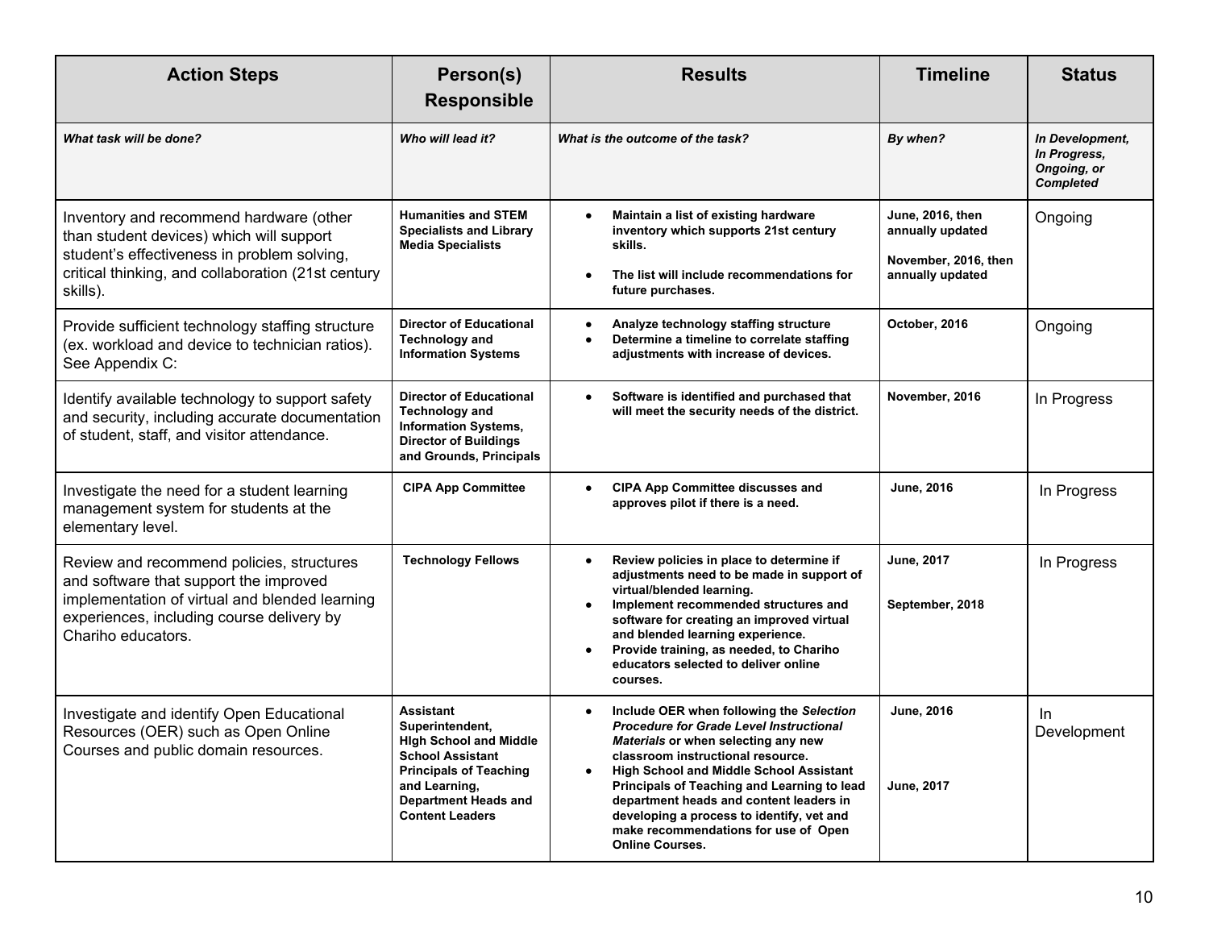| Action Steps | Person(s) Responsible | Results | Timeline | Status |
|---|---|---|---|---|
| ***What task will be done?*** | ***Who will lead it?*** | ***What is the outcome of the task?*** | ***By when?*** | ***In Development, In Progress, Ongoing, or Completed*** |
| Inventory and recommend hardware (other than student devices) which will support student's effectiveness in problem solving, critical thinking, and collaboration (21st century skills). | **Humanities and STEM Specialists and Library Media Specialists** | • **Maintain a list of existing hardware inventory which supports 21st century skills.**<br>• **The list will include recommendations for future purchases.** | **June, 2016, then annually updated**<br>**November, 2016, then annually updated** | Ongoing |
| Provide sufficient technology staffing structure (ex. workload and device to technician ratios). See Appendix C: | **Director of Educational Technology and Information Systems** | • **Analyze technology staffing structure**<br>• **Determine a timeline to correlate staffing adjustments with increase of devices.** | **October, 2016** | Ongoing |
| Identify available technology to support safety and security, including accurate documentation of student, staff, and visitor attendance. | **Director of Educational Technology and Information Systems, Director of Buildings and Grounds, Principals** | • **Software is identified and purchased that will meet the security needs of the district.** | **November, 2016** | In Progress |
| Investigate the need for a student learning management system for students at the elementary level. | **CIPA App Committee** | • **CIPA App Committee discusses and approves pilot if there is a need.** | **June, 2016** | In Progress |
| Review and recommend policies, structures and software that support the improved implementation of virtual and blended learning experiences, including course delivery by Chariho educators. | **Technology Fellows** | • **Review policies in place to determine if adjustments need to be made in support of virtual/blended learning.**<br>• **Implement recommended structures and software for creating an improved virtual and blended learning experience.**<br>• **Provide training, as needed, to Chariho educators selected to deliver online courses.** | **June, 2017**<br>**September, 2018** | In Progress |
| Investigate and identify Open Educational Resources (OER) such as Open Online Courses and public domain resources. | **Assistant Superintendent, HIgh School and Middle School Assistant Principals of Teaching and Learning, Department Heads and Content Leaders** | • **Include OER when following the *Selection Procedure for Grade Level Instructional Materials* or when selecting any new classroom instructional resource.**<br>• **High School and Middle School Assistant Principals of Teaching and Learning to lead department heads and content leaders in developing a process to identify, vet and make recommendations for use of Open Online Courses.** | **June, 2016**<br>**June, 2017** | In Development |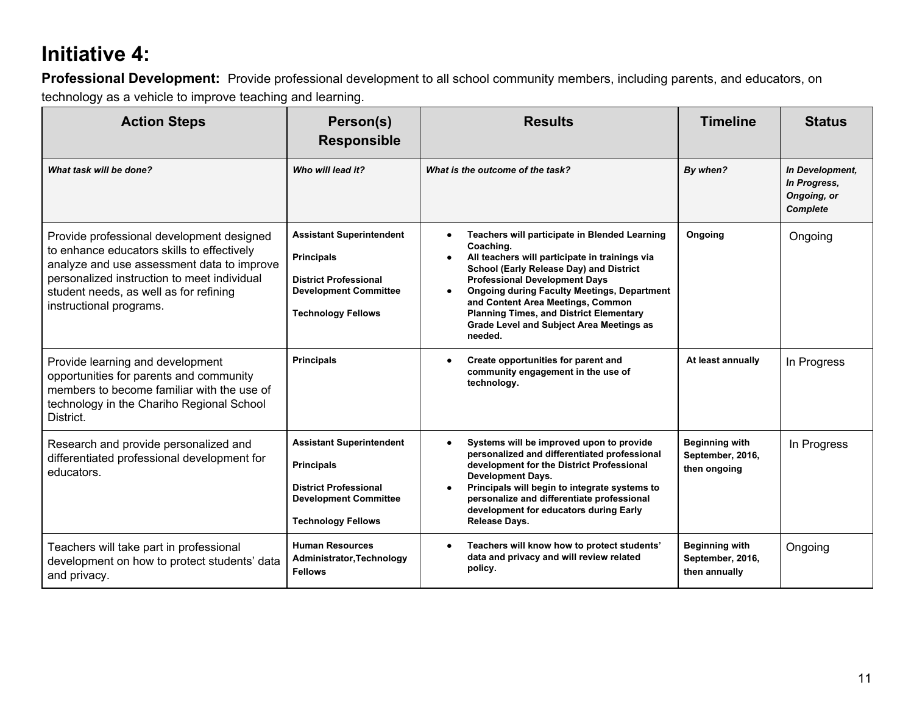# Initiative 4:

**Professional Development:** Provide professional development to all school community members, including parents, and educators, on technology as a vehicle to improve teaching and learning.

| Action Steps | Person(s) Responsible | Results | Timeline | Status |
|---|---|---|---|---|
| ***What task will be done?*** | ***Who will lead it?*** | ***What is the outcome of the task?*** | ***By when?*** | ***In Development, In Progress, Ongoing, or Complete*** |
| Provide professional development designed to enhance educators skills to effectively analyze and use assessment data to improve personalized instruction to meet individual student needs, as well as for refining instructional programs. | **Assistant Superintendent**<br><br>**Principals**<br><br>**District Professional Development Committee**<br><br>**Technology Fellows** | • **Teachers will participate in Blended Learning Coaching.**<br>• **All teachers will participate in trainings via School (Early Release Day) and District Professional Development Days**<br>• **Ongoing during Faculty Meetings, Department and Content Area Meetings, Common Planning Times, and District Elementary Grade Level and Subject Area Meetings as needed.** | **Ongoing** | Ongoing |
| Provide learning and development opportunities for parents and community members to become familiar with the use of technology in the Chariho Regional School District. | **Principals** | • **Create opportunities for parent and community engagement in the use of technology.** | **At least annually** | In Progress |
| Research and provide personalized and differentiated professional development for educators. | **Assistant Superintendent**<br><br>**Principals**<br><br>**District Professional Development Committee**<br><br>**Technology Fellows** | • **Systems will be improved upon to provide personalized and differentiated professional development for the District Professional Development Days.**<br>• **Principals will begin to integrate systems to personalize and differentiate professional development for educators during Early Release Days.** | **Beginning with September, 2016, then ongoing** | In Progress |
| Teachers will take part in professional development on how to protect students' data and privacy. | **Human Resources Administrator,Technology Fellows** | • **Teachers will know how to protect students' data and privacy and will review related policy.** | **Beginning with September, 2016, then annually** | Ongoing |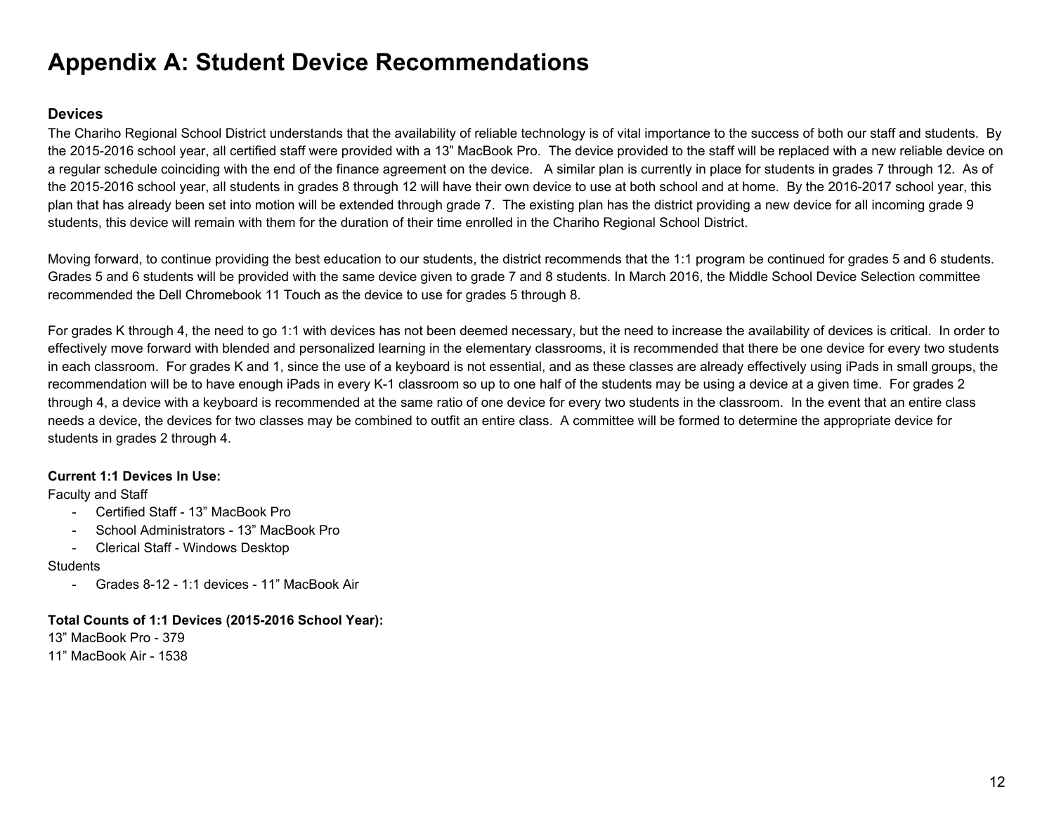# Appendix A: Student Device Recommendations

### Devices

The Chariho Regional School District understands that the availability of reliable technology is of vital importance to the success of both our staff and students. By the 2015-2016 school year, all certified staff were provided with a 13" MacBook Pro. The device provided to the staff will be replaced with a new reliable device on a regular schedule coinciding with the end of the finance agreement on the device. A similar plan is currently in place for students in grades 7 through 12. As of the 2015-2016 school year, all students in grades 8 through 12 will have their own device to use at both school and at home. By the 2016-2017 school year, this plan that has already been set into motion will be extended through grade 7. The existing plan has the district providing a new device for all incoming grade 9 students, this device will remain with them for the duration of their time enrolled in the Chariho Regional School District.

Moving forward, to continue providing the best education to our students, the district recommends that the 1:1 program be continued for grades 5 and 6 students. Grades 5 and 6 students will be provided with the same device given to grade 7 and 8 students. In March 2016, the Middle School Device Selection committee recommended the Dell Chromebook 11 Touch as the device to use for grades 5 through 8.

For grades K through 4, the need to go 1:1 with devices has not been deemed necessary, but the need to increase the availability of devices is critical. In order to effectively move forward with blended and personalized learning in the elementary classrooms, it is recommended that there be one device for every two students in each classroom. For grades K and 1, since the use of a keyboard is not essential, and as these classes are already effectively using iPads in small groups, the recommendation will be to have enough iPads in every K-1 classroom so up to one half of the students may be using a device at a given time. For grades 2 through 4, a device with a keyboard is recommended at the same ratio of one device for every two students in the classroom. In the event that an entire class needs a device, the devices for two classes may be combined to outfit an entire class. A committee will be formed to determine the appropriate device for students in grades 2 through 4.

**Current 1:1 Devices In Use:**

Faculty and Staff

- Certified Staff - 13" MacBook Pro
- School Administrators - 13" MacBook Pro
- Clerical Staff - Windows Desktop

Students

- Grades 8-12 - 1:1 devices - 11" MacBook Air

**Total Counts of 1:1 Devices (2015-2016 School Year):**

13" MacBook Pro - 379
11" MacBook Air - 1538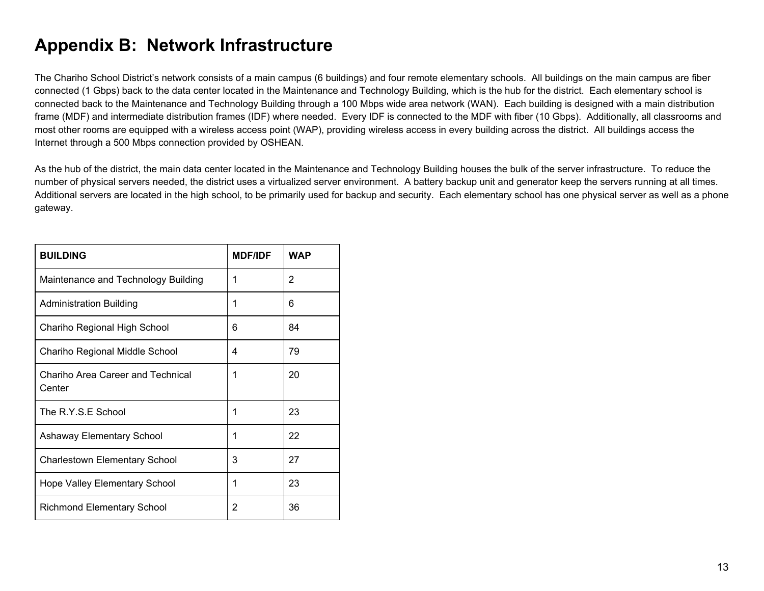# Appendix B: Network Infrastructure

The Chariho School District's network consists of a main campus (6 buildings) and four remote elementary schools. All buildings on the main campus are fiber connected (1 Gbps) back to the data center located in the Maintenance and Technology Building, which is the hub for the district. Each elementary school is connected back to the Maintenance and Technology Building through a 100 Mbps wide area network (WAN). Each building is designed with a main distribution frame (MDF) and intermediate distribution frames (IDF) where needed. Every IDF is connected to the MDF with fiber (10 Gbps). Additionally, all classrooms and most other rooms are equipped with a wireless access point (WAP), providing wireless access in every building across the district. All buildings access the Internet through a 500 Mbps connection provided by OSHEAN.

As the hub of the district, the main data center located in the Maintenance and Technology Building houses the bulk of the server infrastructure. To reduce the number of physical servers needed, the district uses a virtualized server environment. A battery backup unit and generator keep the servers running at all times. Additional servers are located in the high school, to be primarily used for backup and security. Each elementary school has one physical server as well as a phone gateway.

| BUILDING | MDF/IDF | WAP |
|---|---|---|
| Maintenance and Technology Building | 1 | 2 |
| Administration Building | 1 | 6 |
| Chariho Regional High School | 6 | 84 |
| Chariho Regional Middle School | 4 | 79 |
| Chariho Area Career and Technical Center | 1 | 20 |
| The R.Y.S.E School | 1 | 23 |
| Ashaway Elementary School | 1 | 22 |
| Charlestown Elementary School | 3 | 27 |
| Hope Valley Elementary School | 1 | 23 |
| Richmond Elementary School | 2 | 36 |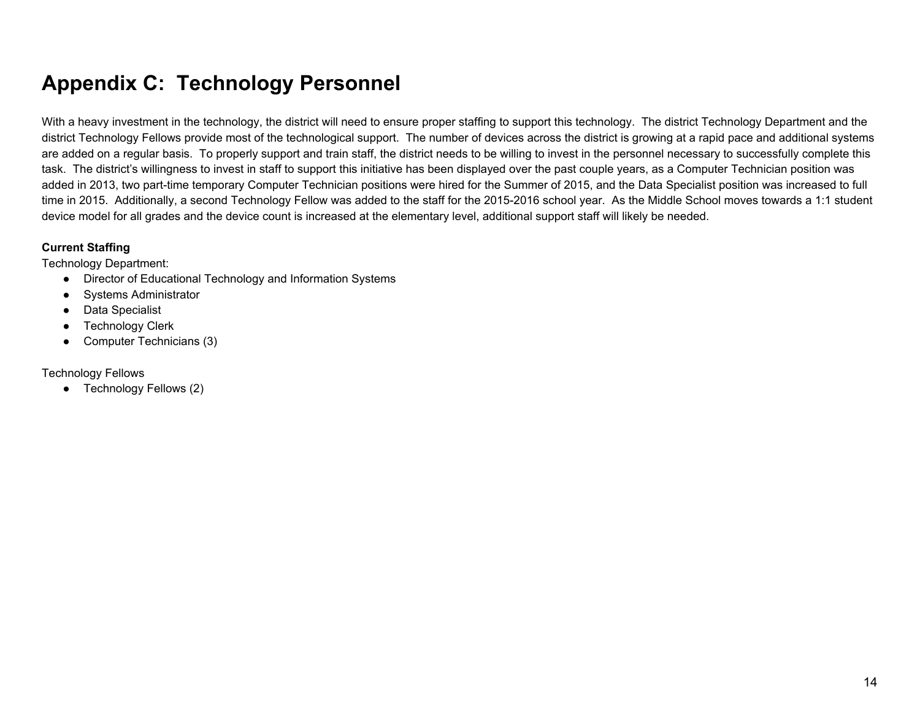# Appendix C: Technology Personnel

With a heavy investment in the technology, the district will need to ensure proper staffing to support this technology. The district Technology Department and the district Technology Fellows provide most of the technological support. The number of devices across the district is growing at a rapid pace and additional systems are added on a regular basis. To properly support and train staff, the district needs to be willing to invest in the personnel necessary to successfully complete this task. The district's willingness to invest in staff to support this initiative has been displayed over the past couple years, as a Computer Technician position was added in 2013, two part-time temporary Computer Technician positions were hired for the Summer of 2015, and the Data Specialist position was increased to full time in 2015. Additionally, a second Technology Fellow was added to the staff for the 2015-2016 school year. As the Middle School moves towards a 1:1 student device model for all grades and the device count is increased at the elementary level, additional support staff will likely be needed.

**Current Staffing**

Technology Department:

- Director of Educational Technology and Information Systems
- Systems Administrator
- Data Specialist
- Technology Clerk
- Computer Technicians (3)

Technology Fellows

- Technology Fellows (2)